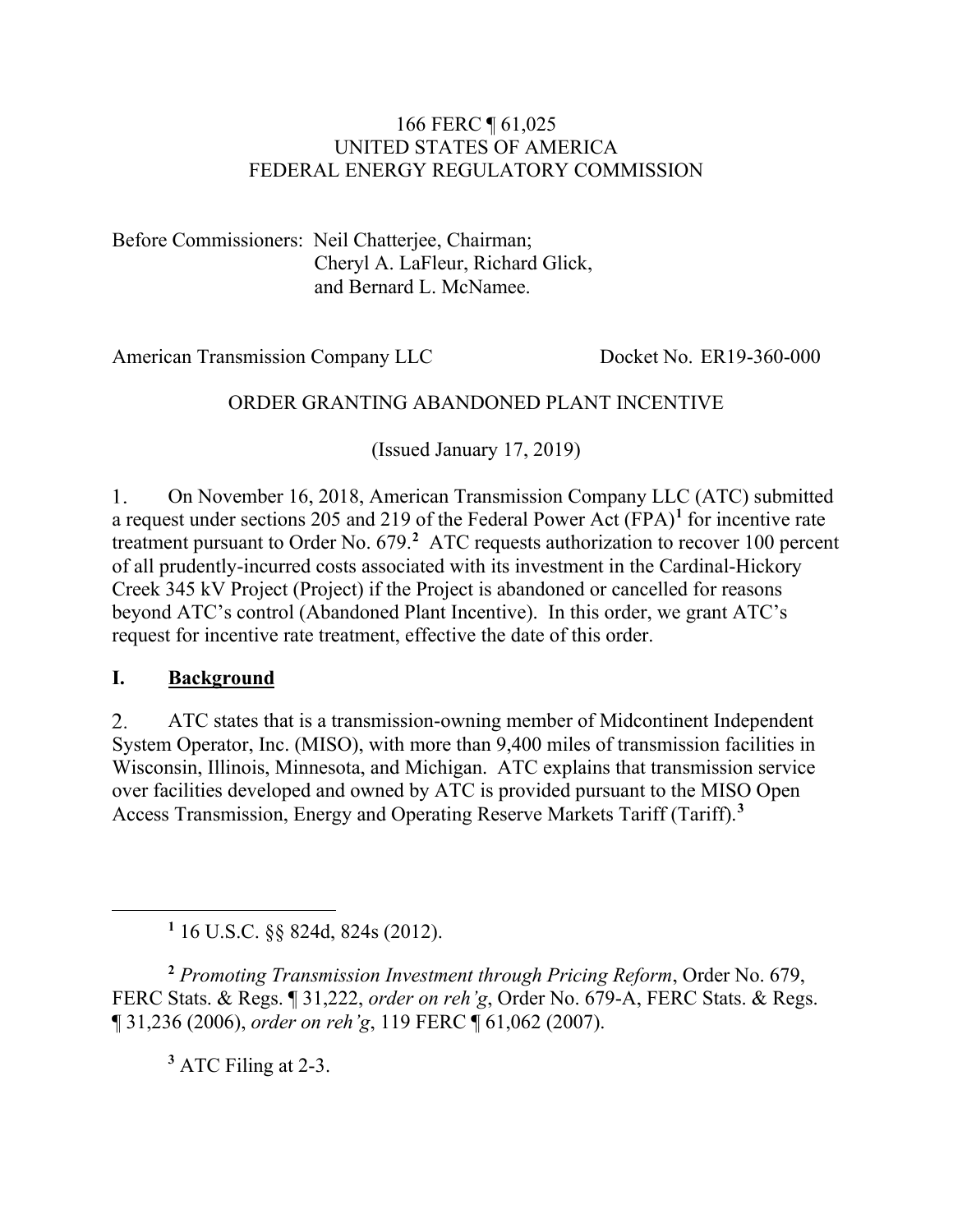166 FERC ¶ 61,025
UNITED STATES OF AMERICA
FEDERAL ENERGY REGULATORY COMMISSION

Before Commissioners: Neil Chatterjee, Chairman;
Cheryl A. LaFleur, Richard Glick,
and Bernard L. McNamee.

American Transmission Company LLC Docket No. ER19-360-000

ORDER GRANTING ABANDONED PLANT INCENTIVE

(Issued January 17, 2019)

1. On November 16, 2018, American Transmission Company LLC (ATC) submitted a request under sections 205 and 219 of the Federal Power Act (FPA)[1] for incentive rate treatment pursuant to Order No. 679.[2] ATC requests authorization to recover 100 percent of all prudently-incurred costs associated with its investment in the Cardinal-Hickory Creek 345 kV Project (Project) if the Project is abandoned or cancelled for reasons beyond ATC's control (Abandoned Plant Incentive). In this order, we grant ATC's request for incentive rate treatment, effective the date of this order.

## I. Background

2. ATC states that is a transmission-owning member of Midcontinent Independent System Operator, Inc. (MISO), with more than 9,400 miles of transmission facilities in Wisconsin, Illinois, Minnesota, and Michigan. ATC explains that transmission service over facilities developed and owned by ATC is provided pursuant to the MISO Open Access Transmission, Energy and Operating Reserve Markets Tariff (Tariff).[3]

---

[1] 16 U.S.C. §§ 824d, 824s (2012).

[2] *Promoting Transmission Investment through Pricing Reform*, Order No. 679, FERC Stats. & Regs. ¶ 31,222, *order on reh'g*, Order No. 679-A, FERC Stats. & Regs. ¶ 31,236 (2006), *order on reh'g*, 119 FERC ¶ 61,062 (2007).

[3] ATC Filing at 2-3.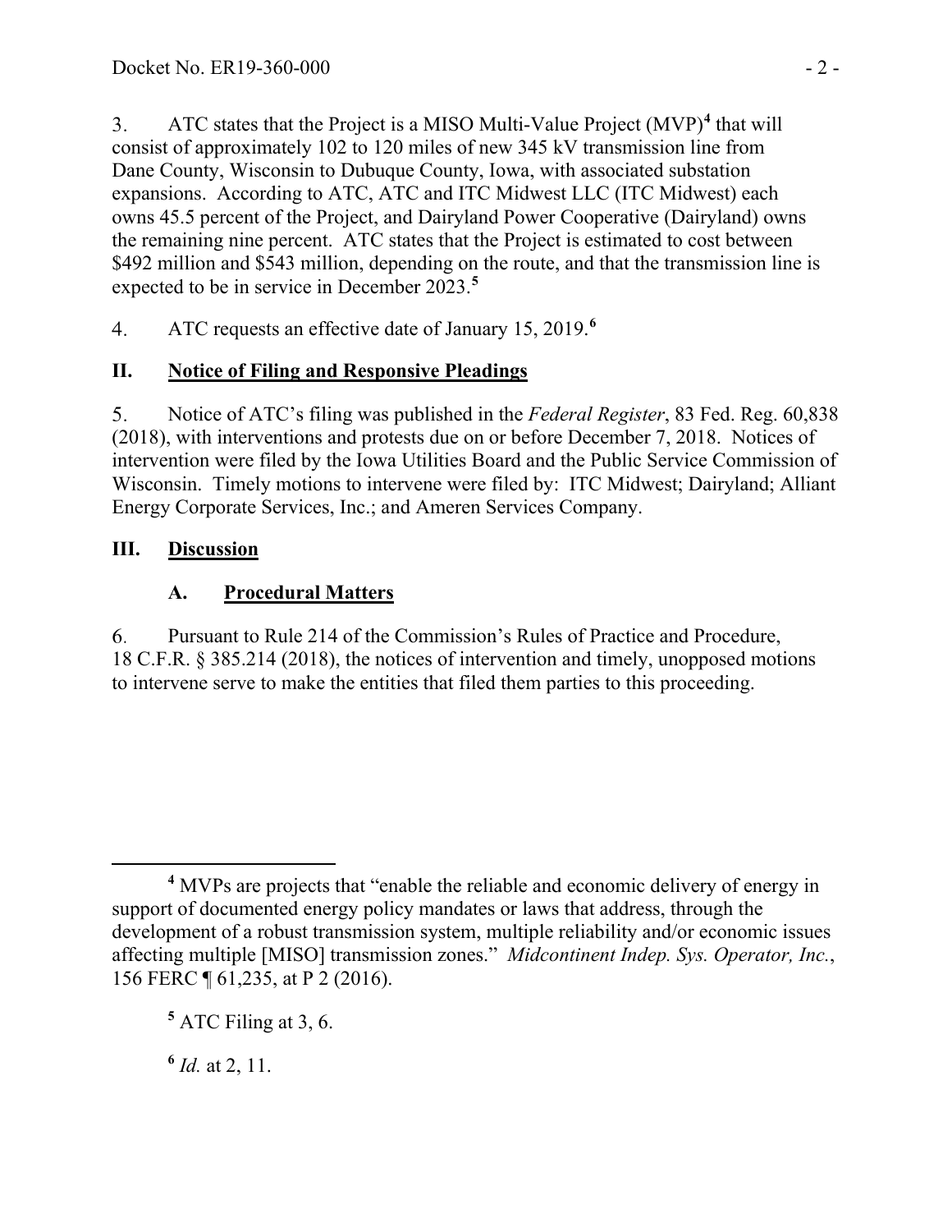3. ATC states that the Project is a MISO Multi-Value Project (MVP)[4] that will consist of approximately 102 to 120 miles of new 345 kV transmission line from Dane County, Wisconsin to Dubuque County, Iowa, with associated substation expansions. According to ATC, ATC and ITC Midwest LLC (ITC Midwest) each owns 45.5 percent of the Project, and Dairyland Power Cooperative (Dairyland) owns the remaining nine percent. ATC states that the Project is estimated to cost between $492 million and $543 million, depending on the route, and that the transmission line is expected to be in service in December 2023.[5]

4. ATC requests an effective date of January 15, 2019.[6]

## II. Notice of Filing and Responsive Pleadings

5. Notice of ATC's filing was published in the *Federal Register*, 83 Fed. Reg. 60,838 (2018), with interventions and protests due on or before December 7, 2018. Notices of intervention were filed by the Iowa Utilities Board and the Public Service Commission of Wisconsin. Timely motions to intervene were filed by: ITC Midwest; Dairyland; Alliant Energy Corporate Services, Inc.; and Ameren Services Company.

## III. Discussion

### A. Procedural Matters

6. Pursuant to Rule 214 of the Commission's Rules of Practice and Procedure, 18 C.F.R. § 385.214 (2018), the notices of intervention and timely, unopposed motions to intervene serve to make the entities that filed them parties to this proceeding.

---

[4] MVPs are projects that "enable the reliable and economic delivery of energy in support of documented energy policy mandates or laws that address, through the development of a robust transmission system, multiple reliability and/or economic issues affecting multiple [MISO] transmission zones." *Midcontinent Indep. Sys. Operator, Inc.*, 156 FERC ¶ 61,235, at P 2 (2016).

[5] ATC Filing at 3, 6.

[6] *Id.* at 2, 11.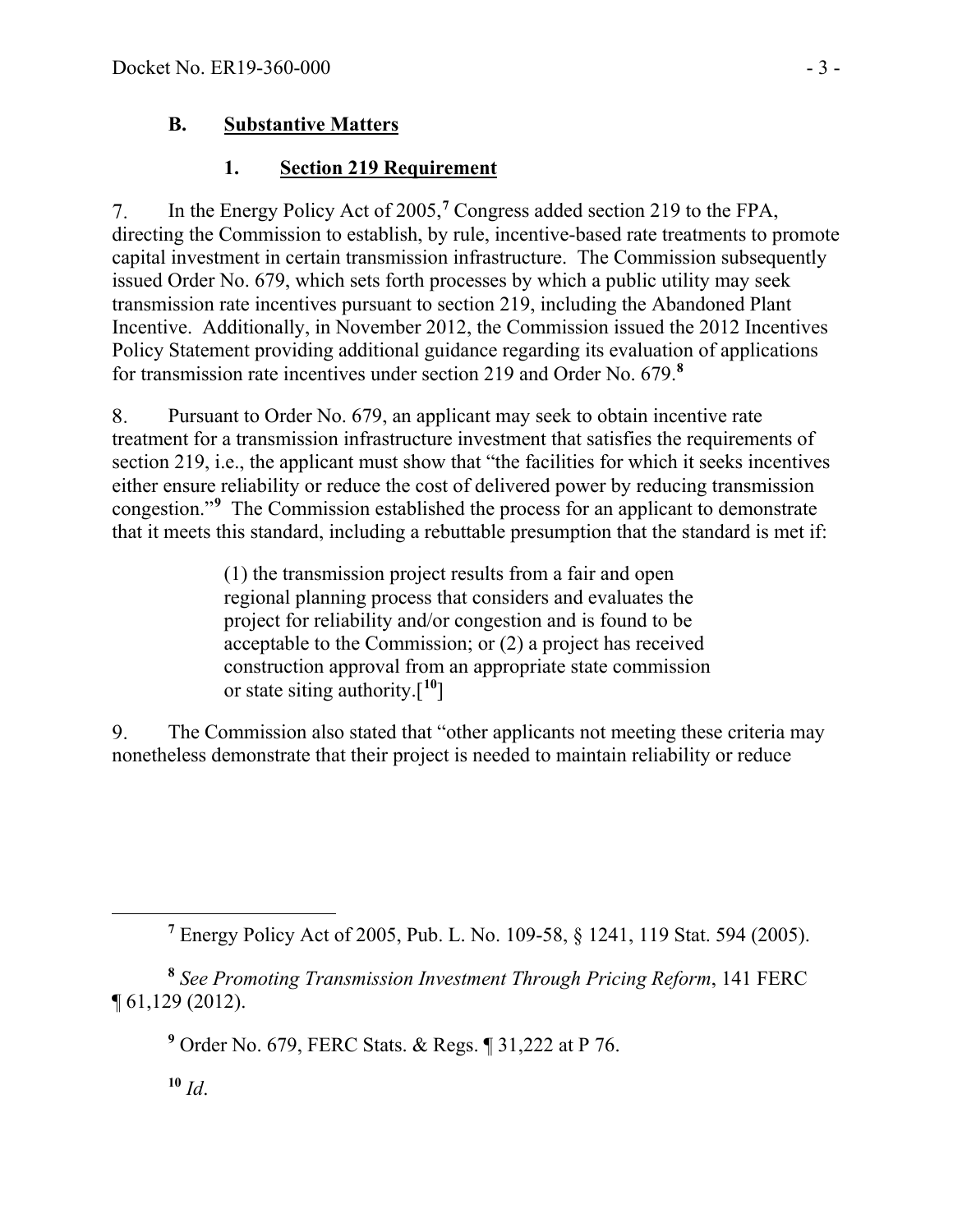### B. Substantive Matters

#### 1. Section 219 Requirement

7. In the Energy Policy Act of 2005,[7] Congress added section 219 to the FPA, directing the Commission to establish, by rule, incentive-based rate treatments to promote capital investment in certain transmission infrastructure. The Commission subsequently issued Order No. 679, which sets forth processes by which a public utility may seek transmission rate incentives pursuant to section 219, including the Abandoned Plant Incentive. Additionally, in November 2012, the Commission issued the 2012 Incentives Policy Statement providing additional guidance regarding its evaluation of applications for transmission rate incentives under section 219 and Order No. 679.[8]

8. Pursuant to Order No. 679, an applicant may seek to obtain incentive rate treatment for a transmission infrastructure investment that satisfies the requirements of section 219, i.e., the applicant must show that "the facilities for which it seeks incentives either ensure reliability or reduce the cost of delivered power by reducing transmission congestion."[9] The Commission established the process for an applicant to demonstrate that it meets this standard, including a rebuttable presumption that the standard is met if:

> (1) the transmission project results from a fair and open regional planning process that considers and evaluates the project for reliability and/or congestion and is found to be acceptable to the Commission; or (2) a project has received construction approval from an appropriate state commission or state siting authority.[10]

9. The Commission also stated that "other applicants not meeting these criteria may nonetheless demonstrate that their project is needed to maintain reliability or reduce

---

[7] Energy Policy Act of 2005, Pub. L. No. 109-58, § 1241, 119 Stat. 594 (2005).

[8] *See Promoting Transmission Investment Through Pricing Reform*, 141 FERC ¶ 61,129 (2012).

[9] Order No. 679, FERC Stats. & Regs. ¶ 31,222 at P 76.

[10] *Id*.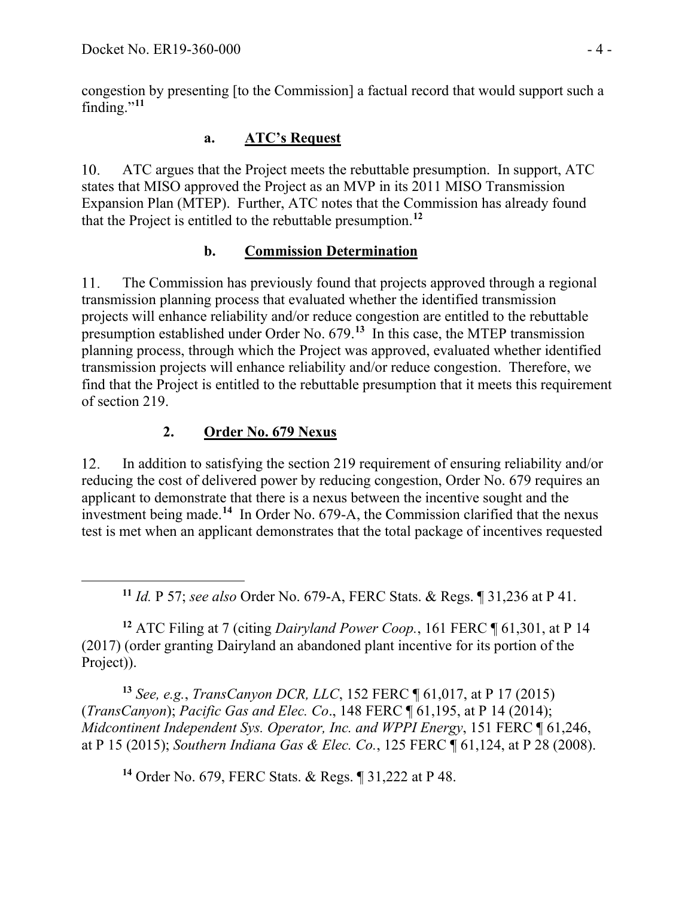congestion by presenting [to the Commission] a factual record that would support such a finding."[11]

#### a. ATC's Request

10. ATC argues that the Project meets the rebuttable presumption. In support, ATC states that MISO approved the Project as an MVP in its 2011 MISO Transmission Expansion Plan (MTEP). Further, ATC notes that the Commission has already found that the Project is entitled to the rebuttable presumption.[12]

#### b. Commission Determination

11. The Commission has previously found that projects approved through a regional transmission planning process that evaluated whether the identified transmission projects will enhance reliability and/or reduce congestion are entitled to the rebuttable presumption established under Order No. 679.[13] In this case, the MTEP transmission planning process, through which the Project was approved, evaluated whether identified transmission projects will enhance reliability and/or reduce congestion. Therefore, we find that the Project is entitled to the rebuttable presumption that it meets this requirement of section 219.

### 2. Order No. 679 Nexus

12. In addition to satisfying the section 219 requirement of ensuring reliability and/or reducing the cost of delivered power by reducing congestion, Order No. 679 requires an applicant to demonstrate that there is a nexus between the incentive sought and the investment being made.[14] In Order No. 679-A, the Commission clarified that the nexus test is met when an applicant demonstrates that the total package of incentives requested

---

[11] *Id.* P 57; *see also* Order No. 679-A, FERC Stats. & Regs. ¶ 31,236 at P 41.

[12] ATC Filing at 7 (citing *Dairyland Power Coop.*, 161 FERC ¶ 61,301, at P 14 (2017) (order granting Dairyland an abandoned plant incentive for its portion of the Project)).

[13] *See, e.g.*, *TransCanyon DCR, LLC*, 152 FERC ¶ 61,017, at P 17 (2015) (*TransCanyon*); *Pacific Gas and Elec. Co*., 148 FERC ¶ 61,195, at P 14 (2014); *Midcontinent Independent Sys. Operator, Inc. and WPPI Energy*, 151 FERC ¶ 61,246, at P 15 (2015); *Southern Indiana Gas & Elec. Co.*, 125 FERC ¶ 61,124, at P 28 (2008).

[14] Order No. 679, FERC Stats. & Regs. ¶ 31,222 at P 48.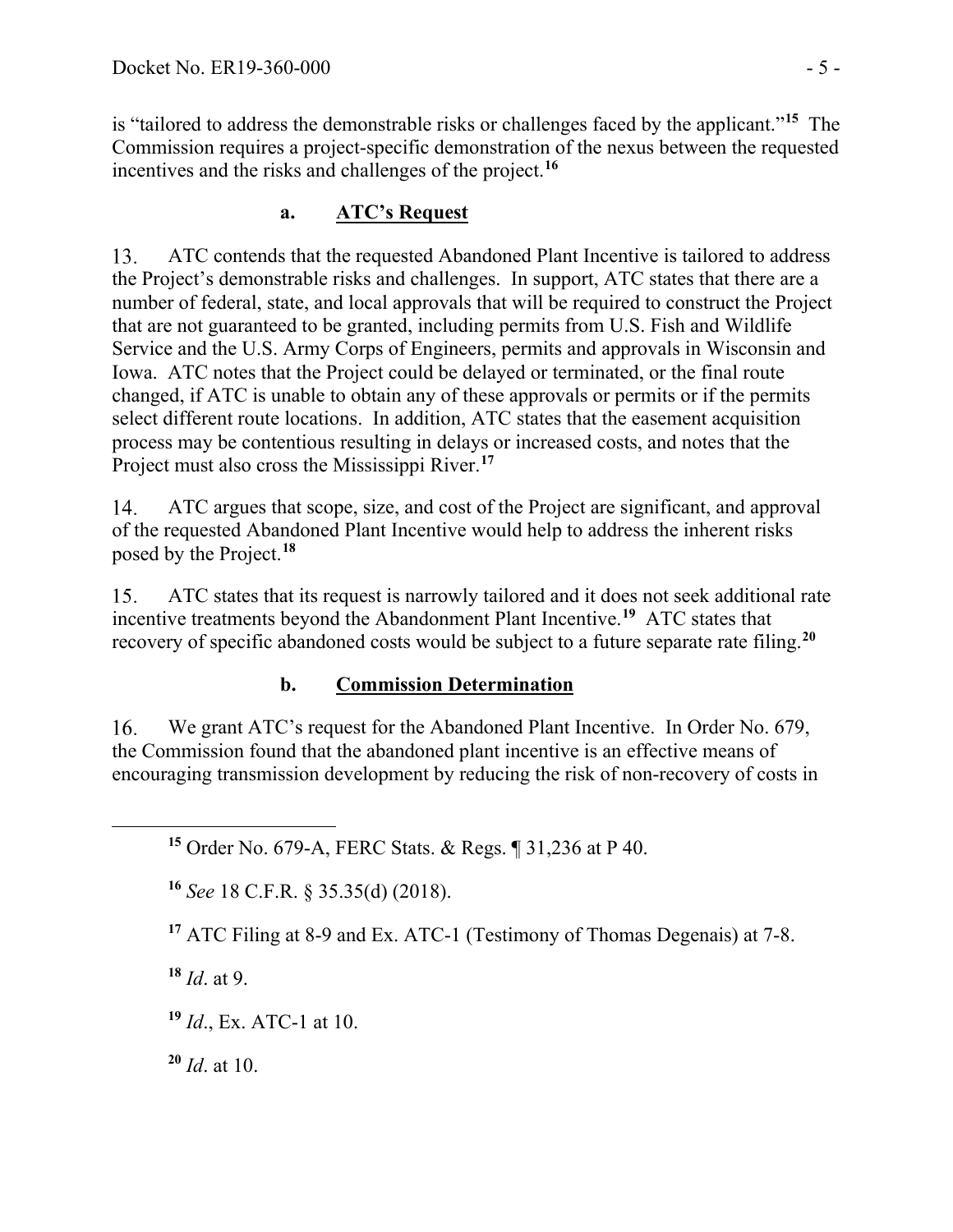is "tailored to address the demonstrable risks or challenges faced by the applicant."[15] The Commission requires a project-specific demonstration of the nexus between the requested incentives and the risks and challenges of the project.[16]

### a. ATC's Request

13. ATC contends that the requested Abandoned Plant Incentive is tailored to address the Project's demonstrable risks and challenges. In support, ATC states that there are a number of federal, state, and local approvals that will be required to construct the Project that are not guaranteed to be granted, including permits from U.S. Fish and Wildlife Service and the U.S. Army Corps of Engineers, permits and approvals in Wisconsin and Iowa. ATC notes that the Project could be delayed or terminated, or the final route changed, if ATC is unable to obtain any of these approvals or permits or if the permits select different route locations. In addition, ATC states that the easement acquisition process may be contentious resulting in delays or increased costs, and notes that the Project must also cross the Mississippi River.[17]

14. ATC argues that scope, size, and cost of the Project are significant, and approval of the requested Abandoned Plant Incentive would help to address the inherent risks posed by the Project.[18]

15. ATC states that its request is narrowly tailored and it does not seek additional rate incentive treatments beyond the Abandonment Plant Incentive.[19] ATC states that recovery of specific abandoned costs would be subject to a future separate rate filing.[20]

### b. Commission Determination

16. We grant ATC's request for the Abandoned Plant Incentive. In Order No. 679, the Commission found that the abandoned plant incentive is an effective means of encouraging transmission development by reducing the risk of non-recovery of costs in

---

[15] Order No. 679-A, FERC Stats. & Regs. ¶ 31,236 at P 40.

[16] *See* 18 C.F.R. § 35.35(d) (2018).

[17] ATC Filing at 8-9 and Ex. ATC-1 (Testimony of Thomas Degenais) at 7-8.

[18] *Id*. at 9.

[19] *Id*., Ex. ATC-1 at 10.

[20] *Id*. at 10.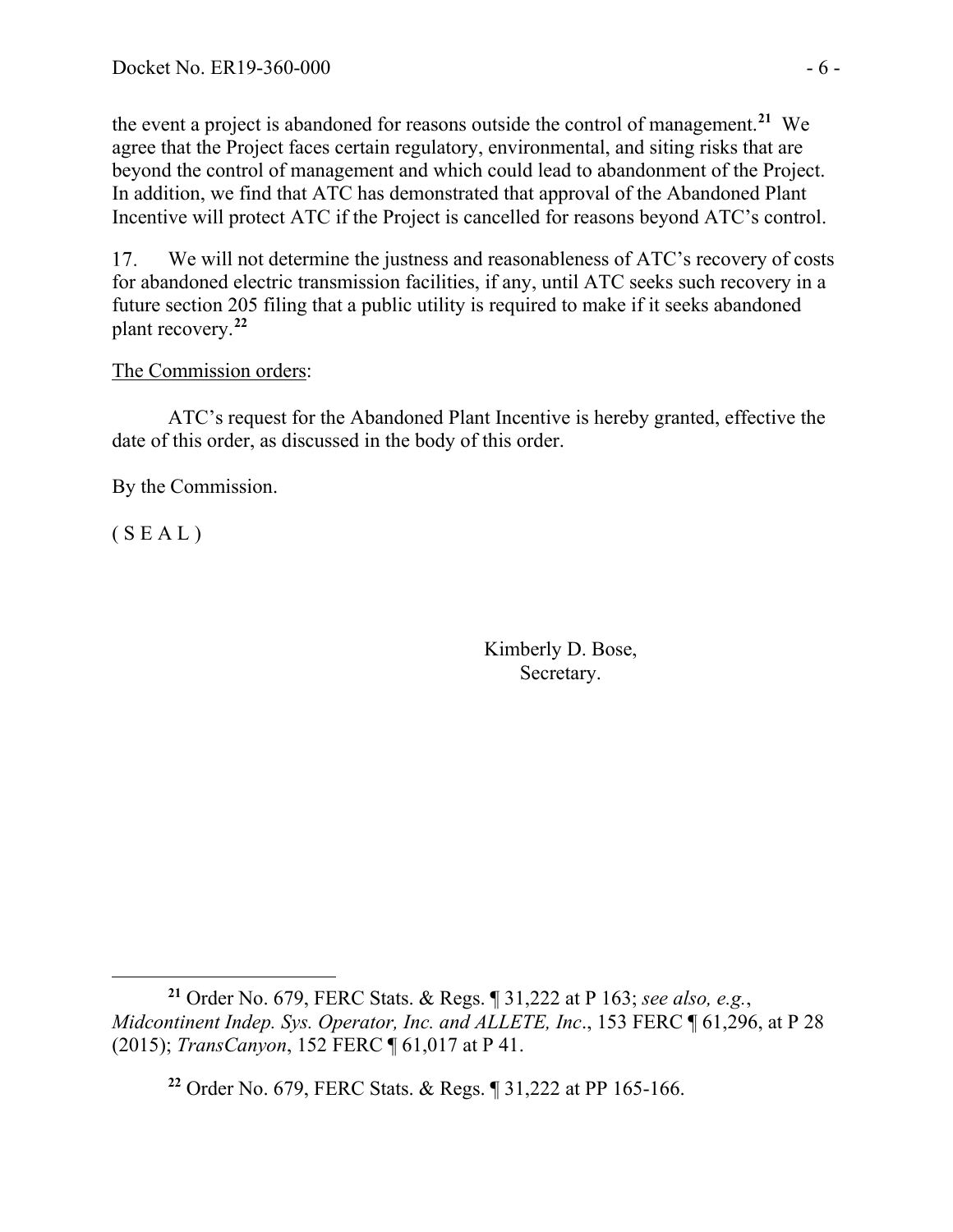the event a project is abandoned for reasons outside the control of management.[21] We agree that the Project faces certain regulatory, environmental, and siting risks that are beyond the control of management and which could lead to abandonment of the Project. In addition, we find that ATC has demonstrated that approval of the Abandoned Plant Incentive will protect ATC if the Project is cancelled for reasons beyond ATC's control.

17. We will not determine the justness and reasonableness of ATC's recovery of costs for abandoned electric transmission facilities, if any, until ATC seeks such recovery in a future section 205 filing that a public utility is required to make if it seeks abandoned plant recovery.[22]

The Commission orders:

ATC's request for the Abandoned Plant Incentive is hereby granted, effective the date of this order, as discussed in the body of this order.

By the Commission.

( S E A L )

Kimberly D. Bose,
Secretary.

---

[21] Order No. 679, FERC Stats. & Regs. ¶ 31,222 at P 163; *see also, e.g.*, *Midcontinent Indep. Sys. Operator, Inc. and ALLETE, Inc*., 153 FERC ¶ 61,296, at P 28 (2015); *TransCanyon*, 152 FERC ¶ 61,017 at P 41.

[22] Order No. 679, FERC Stats. & Regs. ¶ 31,222 at PP 165-166.